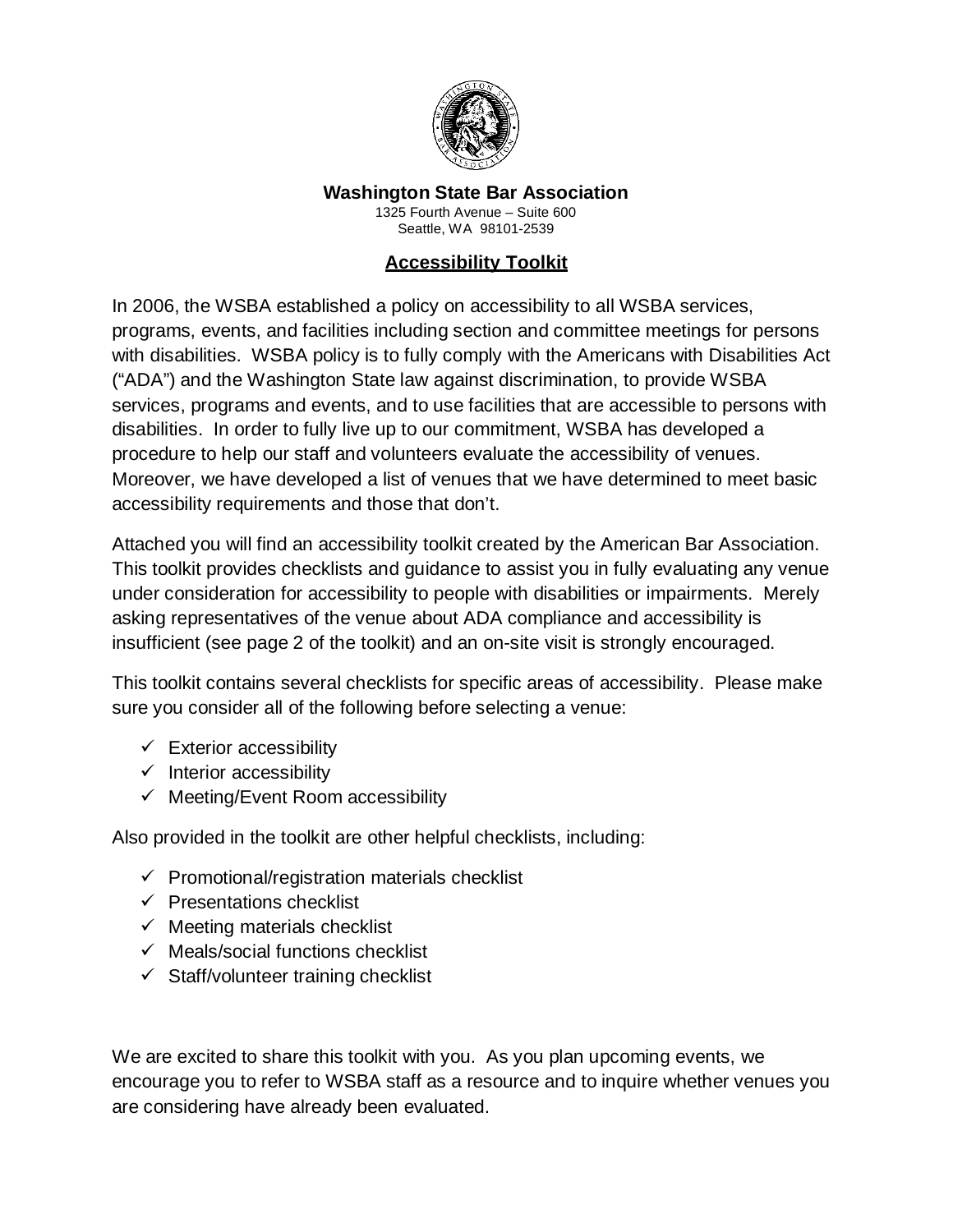**Washington State Bar Association**

1325 Fourth Avenue – Suite 600
Seattle, WA 98101-2539

## Accessibility Toolkit

In 2006, the WSBA established a policy on accessibility to all WSBA services, programs, events, and facilities including section and committee meetings for persons with disabilities. WSBA policy is to fully comply with the Americans with Disabilities Act ("ADA") and the Washington State law against discrimination, to provide WSBA services, programs and events, and to use facilities that are accessible to persons with disabilities. In order to fully live up to our commitment, WSBA has developed a procedure to help our staff and volunteers evaluate the accessibility of venues. Moreover, we have developed a list of venues that we have determined to meet basic accessibility requirements and those that don't.

Attached you will find an accessibility toolkit created by the American Bar Association. This toolkit provides checklists and guidance to assist you in fully evaluating any venue under consideration for accessibility to people with disabilities or impairments. Merely asking representatives of the venue about ADA compliance and accessibility is insufficient (see page 2 of the toolkit) and an on-site visit is strongly encouraged.

This toolkit contains several checklists for specific areas of accessibility. Please make sure you consider all of the following before selecting a venue:

- ✓ Exterior accessibility
- ✓ Interior accessibility
- ✓ Meeting/Event Room accessibility

Also provided in the toolkit are other helpful checklists, including:

- ✓ Promotional/registration materials checklist
- ✓ Presentations checklist
- ✓ Meeting materials checklist
- ✓ Meals/social functions checklist
- ✓ Staff/volunteer training checklist

We are excited to share this toolkit with you. As you plan upcoming events, we encourage you to refer to WSBA staff as a resource and to inquire whether venues you are considering have already been evaluated.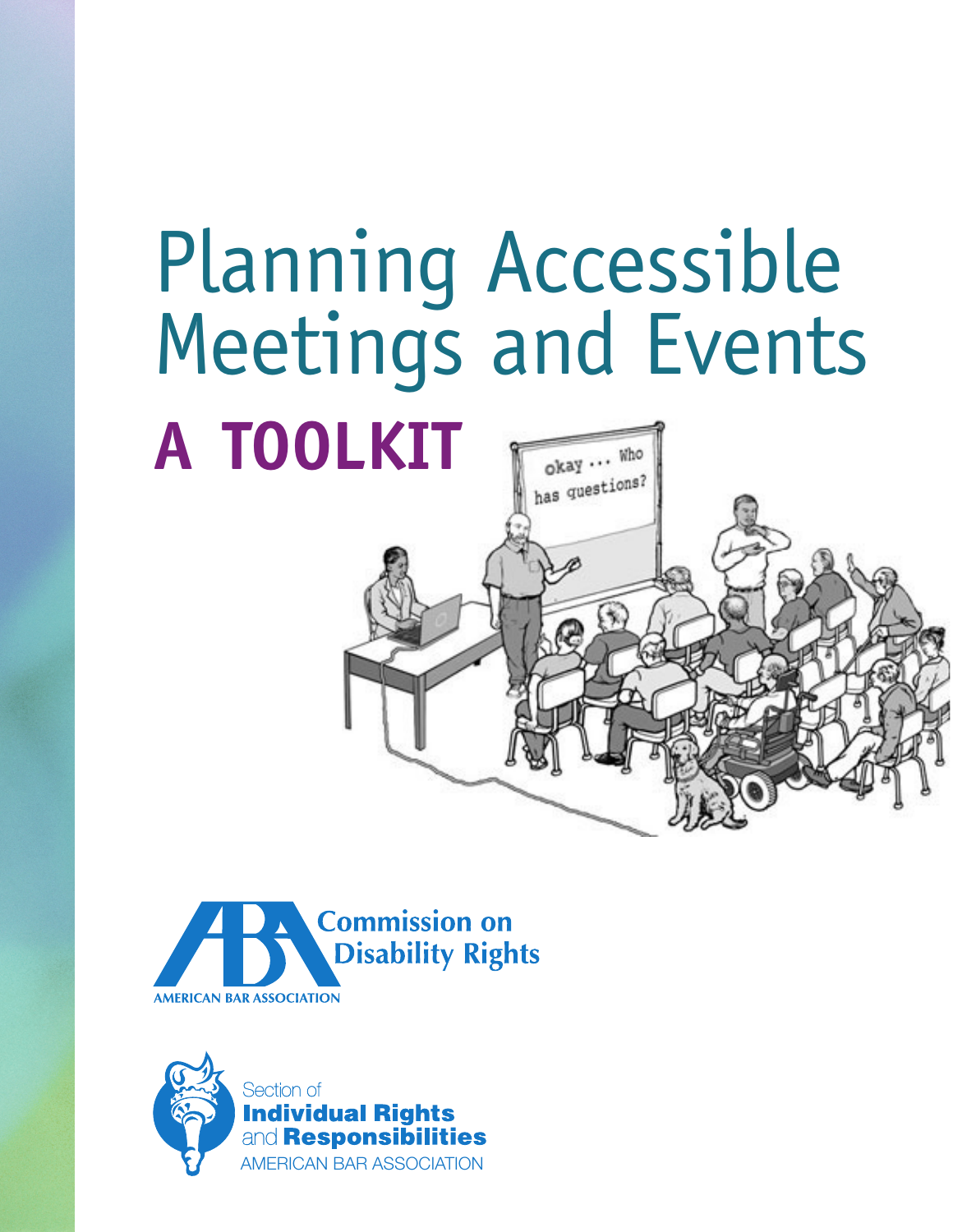# Planning Accessible Meetings and Events

## A TOOLKIT

Commission on Disability Rights

AMERICAN BAR ASSOCIATION

Section of Individual Rights and Responsibilities

AMERICAN BAR ASSOCIATION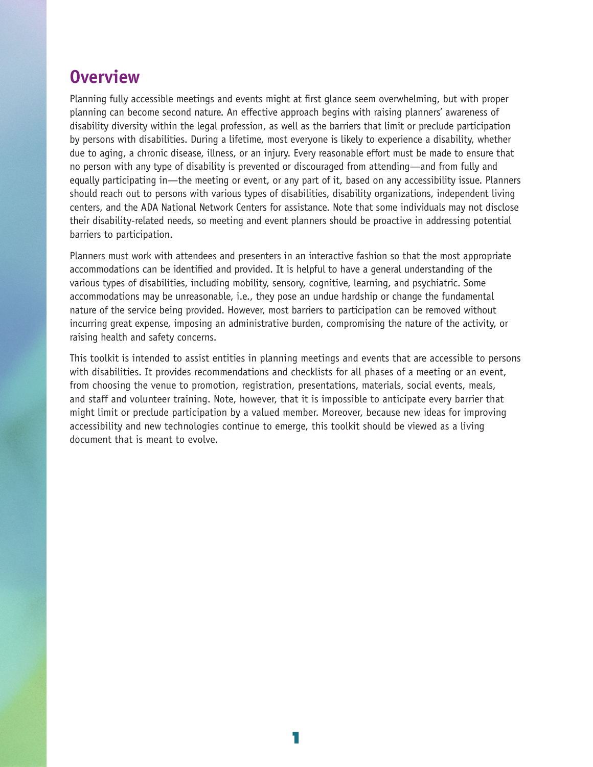## Overview

Planning fully accessible meetings and events might at first glance seem overwhelming, but with proper planning can become second nature. An effective approach begins with raising planners' awareness of disability diversity within the legal profession, as well as the barriers that limit or preclude participation by persons with disabilities. During a lifetime, most everyone is likely to experience a disability, whether due to aging, a chronic disease, illness, or an injury. Every reasonable effort must be made to ensure that no person with any type of disability is prevented or discouraged from attending—and from fully and equally participating in—the meeting or event, or any part of it, based on any accessibility issue. Planners should reach out to persons with various types of disabilities, disability organizations, independent living centers, and the ADA National Network Centers for assistance. Note that some individuals may not disclose their disability-related needs, so meeting and event planners should be proactive in addressing potential barriers to participation.

Planners must work with attendees and presenters in an interactive fashion so that the most appropriate accommodations can be identified and provided. It is helpful to have a general understanding of the various types of disabilities, including mobility, sensory, cognitive, learning, and psychiatric. Some accommodations may be unreasonable, i.e., they pose an undue hardship or change the fundamental nature of the service being provided. However, most barriers to participation can be removed without incurring great expense, imposing an administrative burden, compromising the nature of the activity, or raising health and safety concerns.

This toolkit is intended to assist entities in planning meetings and events that are accessible to persons with disabilities. It provides recommendations and checklists for all phases of a meeting or an event, from choosing the venue to promotion, registration, presentations, materials, social events, meals, and staff and volunteer training. Note, however, that it is impossible to anticipate every barrier that might limit or preclude participation by a valued member. Moreover, because new ideas for improving accessibility and new technologies continue to emerge, this toolkit should be viewed as a living document that is meant to evolve.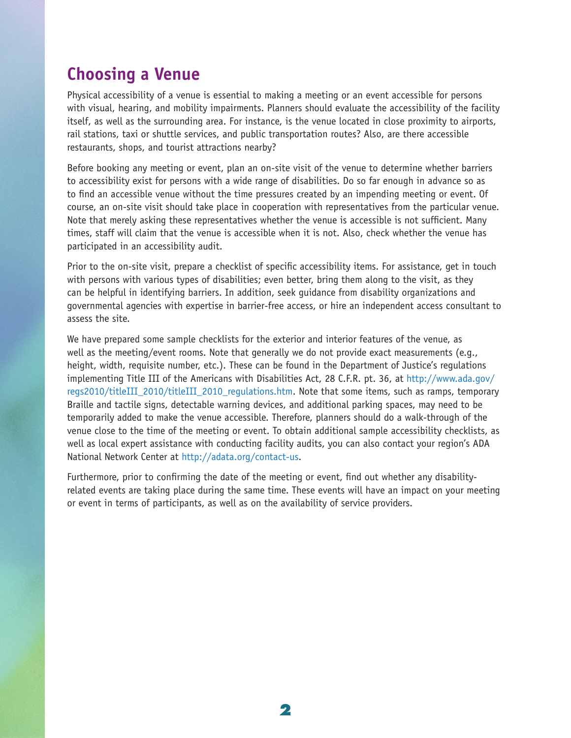## Choosing a Venue

Physical accessibility of a venue is essential to making a meeting or an event accessible for persons with visual, hearing, and mobility impairments. Planners should evaluate the accessibility of the facility itself, as well as the surrounding area. For instance, is the venue located in close proximity to airports, rail stations, taxi or shuttle services, and public transportation routes? Also, are there accessible restaurants, shops, and tourist attractions nearby?

Before booking any meeting or event, plan an on-site visit of the venue to determine whether barriers to accessibility exist for persons with a wide range of disabilities. Do so far enough in advance so as to find an accessible venue without the time pressures created by an impending meeting or event. Of course, an on-site visit should take place in cooperation with representatives from the particular venue. Note that merely asking these representatives whether the venue is accessible is not sufficient. Many times, staff will claim that the venue is accessible when it is not. Also, check whether the venue has participated in an accessibility audit.

Prior to the on-site visit, prepare a checklist of specific accessibility items. For assistance, get in touch with persons with various types of disabilities; even better, bring them along to the visit, as they can be helpful in identifying barriers. In addition, seek guidance from disability organizations and governmental agencies with expertise in barrier-free access, or hire an independent access consultant to assess the site.

We have prepared some sample checklists for the exterior and interior features of the venue, as well as the meeting/event rooms. Note that generally we do not provide exact measurements (e.g., height, width, requisite number, etc.). These can be found in the Department of Justice's regulations implementing Title III of the Americans with Disabilities Act, 28 C.F.R. pt. 36, at http://www.ada.gov/regs2010/titleIII_2010/titleIII_2010_regulations.htm. Note that some items, such as ramps, temporary Braille and tactile signs, detectable warning devices, and additional parking spaces, may need to be temporarily added to make the venue accessible. Therefore, planners should do a walk-through of the venue close to the time of the meeting or event. To obtain additional sample accessibility checklists, as well as local expert assistance with conducting facility audits, you can also contact your region's ADA National Network Center at http://adata.org/contact-us.

Furthermore, prior to confirming the date of the meeting or event, find out whether any disability-related events are taking place during the same time. These events will have an impact on your meeting or event in terms of participants, as well as on the availability of service providers.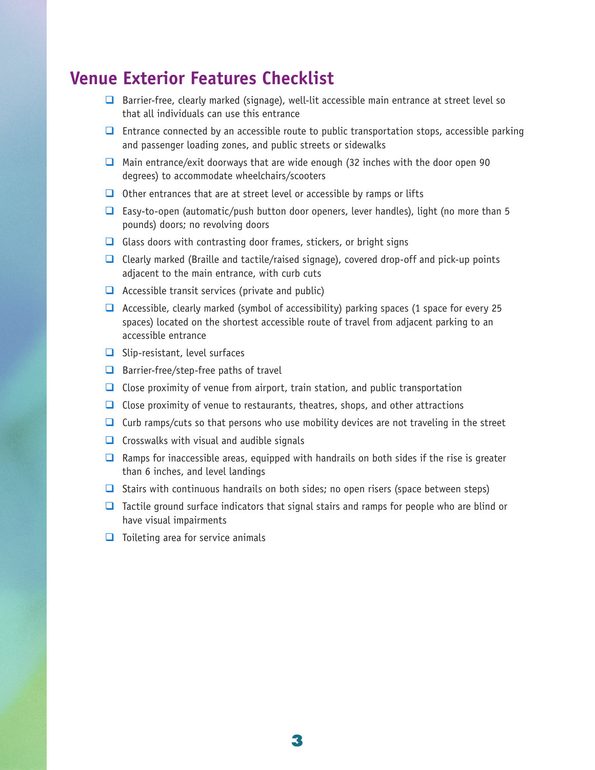## Venue Exterior Features Checklist

- Barrier-free, clearly marked (signage), well-lit accessible main entrance at street level so that all individuals can use this entrance
- Entrance connected by an accessible route to public transportation stops, accessible parking and passenger loading zones, and public streets or sidewalks
- Main entrance/exit doorways that are wide enough (32 inches with the door open 90 degrees) to accommodate wheelchairs/scooters
- Other entrances that are at street level or accessible by ramps or lifts
- Easy-to-open (automatic/push button door openers, lever handles), light (no more than 5 pounds) doors; no revolving doors
- Glass doors with contrasting door frames, stickers, or bright signs
- Clearly marked (Braille and tactile/raised signage), covered drop-off and pick-up points adjacent to the main entrance, with curb cuts
- Accessible transit services (private and public)
- Accessible, clearly marked (symbol of accessibility) parking spaces (1 space for every 25 spaces) located on the shortest accessible route of travel from adjacent parking to an accessible entrance
- Slip-resistant, level surfaces
- Barrier-free/step-free paths of travel
- Close proximity of venue from airport, train station, and public transportation
- Close proximity of venue to restaurants, theatres, shops, and other attractions
- Curb ramps/cuts so that persons who use mobility devices are not traveling in the street
- Crosswalks with visual and audible signals
- Ramps for inaccessible areas, equipped with handrails on both sides if the rise is greater than 6 inches, and level landings
- Stairs with continuous handrails on both sides; no open risers (space between steps)
- Tactile ground surface indicators that signal stairs and ramps for people who are blind or have visual impairments
- Toileting area for service animals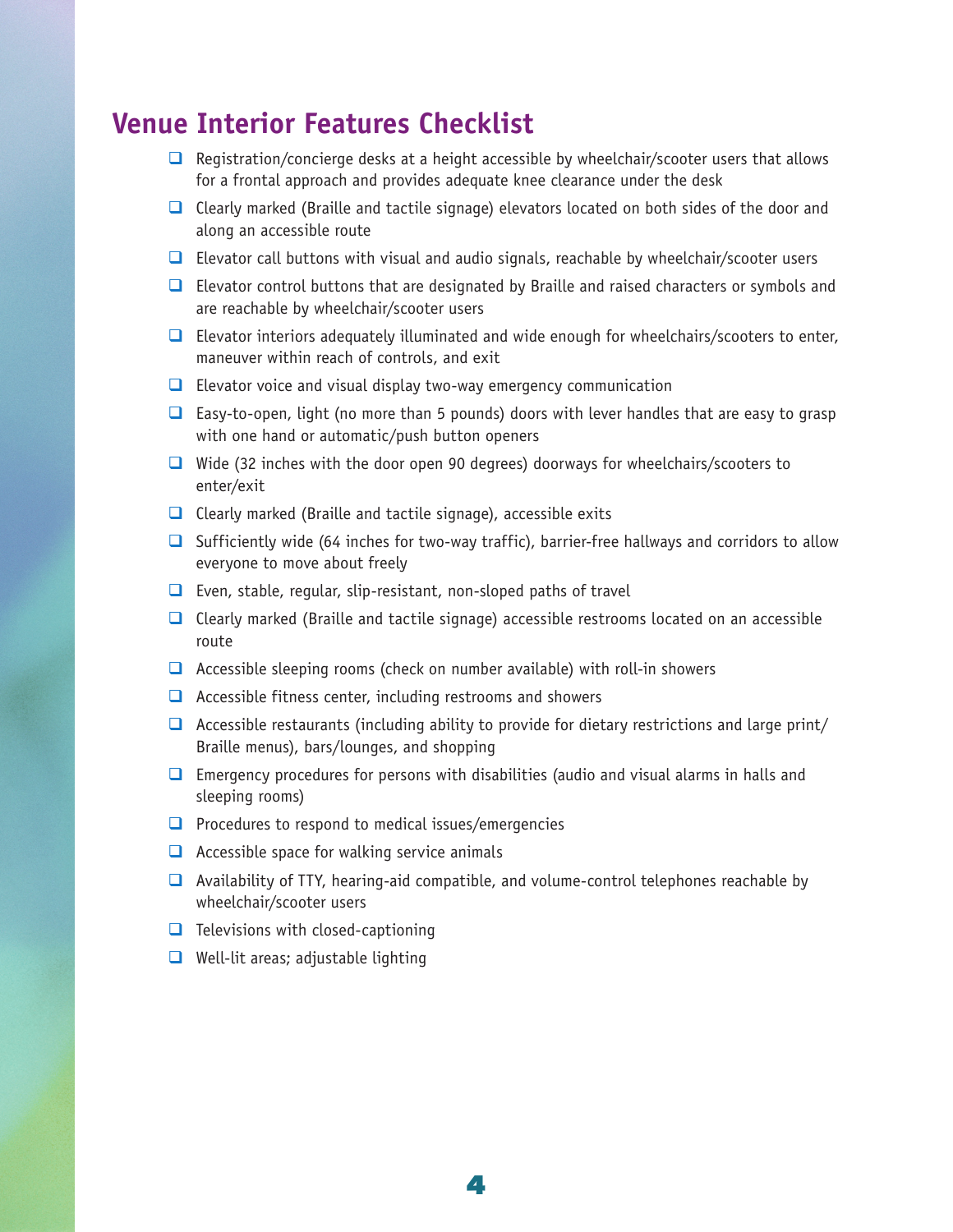## Venue Interior Features Checklist

- ❑ Registration/concierge desks at a height accessible by wheelchair/scooter users that allows for a frontal approach and provides adequate knee clearance under the desk
- ❑ Clearly marked (Braille and tactile signage) elevators located on both sides of the door and along an accessible route
- ❑ Elevator call buttons with visual and audio signals, reachable by wheelchair/scooter users
- ❑ Elevator control buttons that are designated by Braille and raised characters or symbols and are reachable by wheelchair/scooter users
- ❑ Elevator interiors adequately illuminated and wide enough for wheelchairs/scooters to enter, maneuver within reach of controls, and exit
- ❑ Elevator voice and visual display two-way emergency communication
- ❑ Easy-to-open, light (no more than 5 pounds) doors with lever handles that are easy to grasp with one hand or automatic/push button openers
- ❑ Wide (32 inches with the door open 90 degrees) doorways for wheelchairs/scooters to enter/exit
- ❑ Clearly marked (Braille and tactile signage), accessible exits
- ❑ Sufficiently wide (64 inches for two-way traffic), barrier-free hallways and corridors to allow everyone to move about freely
- ❑ Even, stable, regular, slip-resistant, non-sloped paths of travel
- ❑ Clearly marked (Braille and tactile signage) accessible restrooms located on an accessible route
- ❑ Accessible sleeping rooms (check on number available) with roll-in showers
- ❑ Accessible fitness center, including restrooms and showers
- ❑ Accessible restaurants (including ability to provide for dietary restrictions and large print/Braille menus), bars/lounges, and shopping
- ❑ Emergency procedures for persons with disabilities (audio and visual alarms in halls and sleeping rooms)
- ❑ Procedures to respond to medical issues/emergencies
- ❑ Accessible space for walking service animals
- ❑ Availability of TTY, hearing-aid compatible, and volume-control telephones reachable by wheelchair/scooter users
- ❑ Televisions with closed-captioning
- ❑ Well-lit areas; adjustable lighting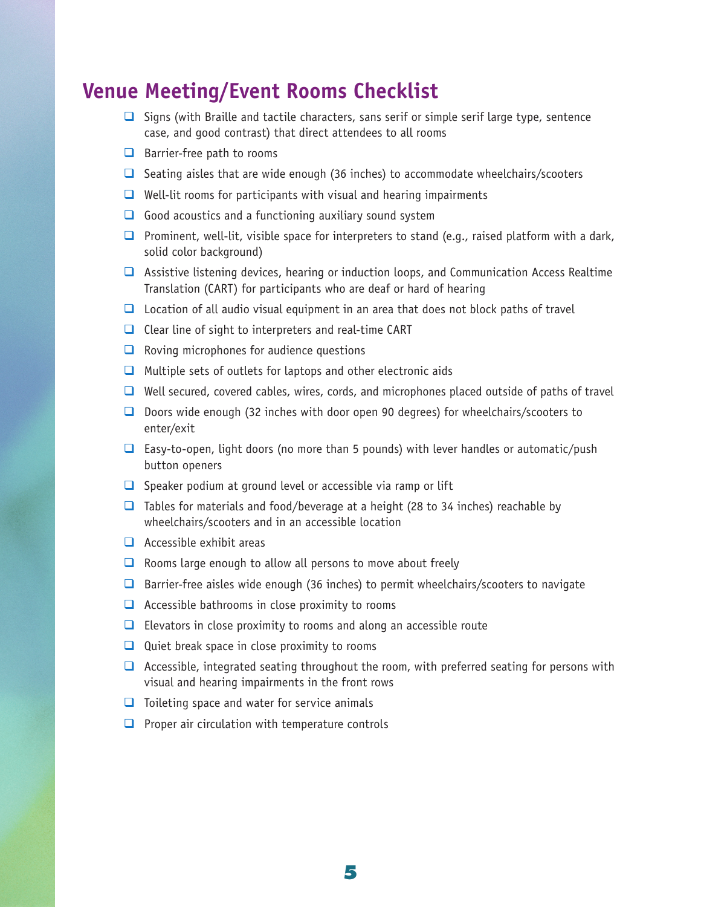## Venue Meeting/Event Rooms Checklist

- ☐ Signs (with Braille and tactile characters, sans serif or simple serif large type, sentence case, and good contrast) that direct attendees to all rooms
- ☐ Barrier-free path to rooms
- ☐ Seating aisles that are wide enough (36 inches) to accommodate wheelchairs/scooters
- ☐ Well-lit rooms for participants with visual and hearing impairments
- ☐ Good acoustics and a functioning auxiliary sound system
- ☐ Prominent, well-lit, visible space for interpreters to stand (e.g., raised platform with a dark, solid color background)
- ☐ Assistive listening devices, hearing or induction loops, and Communication Access Realtime Translation (CART) for participants who are deaf or hard of hearing
- ☐ Location of all audio visual equipment in an area that does not block paths of travel
- ☐ Clear line of sight to interpreters and real-time CART
- ☐ Roving microphones for audience questions
- ☐ Multiple sets of outlets for laptops and other electronic aids
- ☐ Well secured, covered cables, wires, cords, and microphones placed outside of paths of travel
- ☐ Doors wide enough (32 inches with door open 90 degrees) for wheelchairs/scooters to enter/exit
- ☐ Easy-to-open, light doors (no more than 5 pounds) with lever handles or automatic/push button openers
- ☐ Speaker podium at ground level or accessible via ramp or lift
- ☐ Tables for materials and food/beverage at a height (28 to 34 inches) reachable by wheelchairs/scooters and in an accessible location
- ☐ Accessible exhibit areas
- ☐ Rooms large enough to allow all persons to move about freely
- ☐ Barrier-free aisles wide enough (36 inches) to permit wheelchairs/scooters to navigate
- ☐ Accessible bathrooms in close proximity to rooms
- ☐ Elevators in close proximity to rooms and along an accessible route
- ☐ Quiet break space in close proximity to rooms
- ☐ Accessible, integrated seating throughout the room, with preferred seating for persons with visual and hearing impairments in the front rows
- ☐ Toileting space and water for service animals
- ☐ Proper air circulation with temperature controls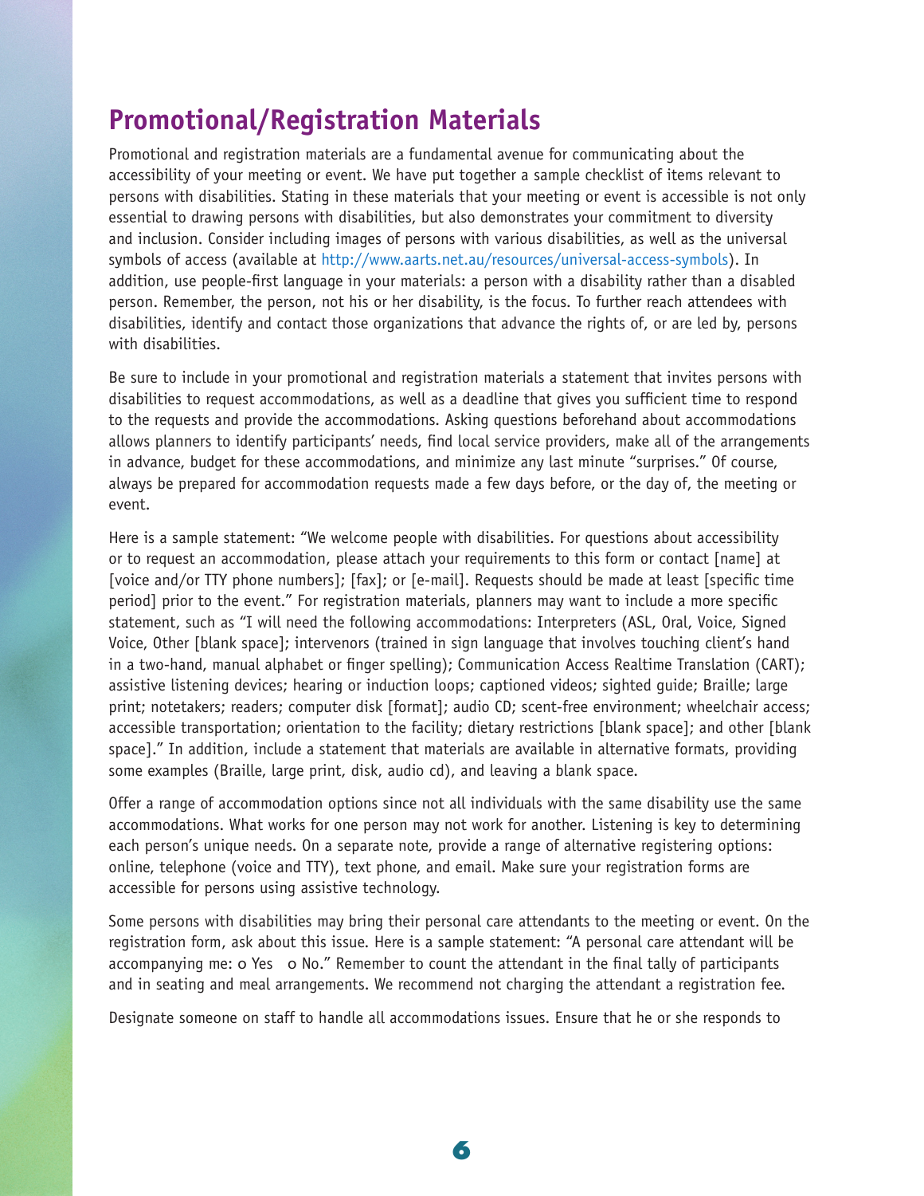## Promotional/Registration Materials

Promotional and registration materials are a fundamental avenue for communicating about the accessibility of your meeting or event. We have put together a sample checklist of items relevant to persons with disabilities. Stating in these materials that your meeting or event is accessible is not only essential to drawing persons with disabilities, but also demonstrates your commitment to diversity and inclusion. Consider including images of persons with various disabilities, as well as the universal symbols of access (available at http://www.aarts.net.au/resources/universal-access-symbols). In addition, use people-first language in your materials: a person with a disability rather than a disabled person. Remember, the person, not his or her disability, is the focus. To further reach attendees with disabilities, identify and contact those organizations that advance the rights of, or are led by, persons with disabilities.

Be sure to include in your promotional and registration materials a statement that invites persons with disabilities to request accommodations, as well as a deadline that gives you sufficient time to respond to the requests and provide the accommodations. Asking questions beforehand about accommodations allows planners to identify participants' needs, find local service providers, make all of the arrangements in advance, budget for these accommodations, and minimize any last minute "surprises." Of course, always be prepared for accommodation requests made a few days before, or the day of, the meeting or event.

Here is a sample statement: "We welcome people with disabilities. For questions about accessibility or to request an accommodation, please attach your requirements to this form or contact [name] at [voice and/or TTY phone numbers]; [fax]; or [e-mail]. Requests should be made at least [specific time period] prior to the event." For registration materials, planners may want to include a more specific statement, such as "I will need the following accommodations: Interpreters (ASL, Oral, Voice, Signed Voice, Other [blank space]; intervenors (trained in sign language that involves touching client's hand in a two-hand, manual alphabet or finger spelling); Communication Access Realtime Translation (CART); assistive listening devices; hearing or induction loops; captioned videos; sighted guide; Braille; large print; notetakers; readers; computer disk [format]; audio CD; scent-free environment; wheelchair access; accessible transportation; orientation to the facility; dietary restrictions [blank space]; and other [blank space]." In addition, include a statement that materials are available in alternative formats, providing some examples (Braille, large print, disk, audio cd), and leaving a blank space.

Offer a range of accommodation options since not all individuals with the same disability use the same accommodations. What works for one person may not work for another. Listening is key to determining each person's unique needs. On a separate note, provide a range of alternative registering options: online, telephone (voice and TTY), text phone, and email. Make sure your registration forms are accessible for persons using assistive technology.

Some persons with disabilities may bring their personal care attendants to the meeting or event. On the registration form, ask about this issue. Here is a sample statement: "A personal care attendant will be accompanying me: o Yes o No." Remember to count the attendant in the final tally of participants and in seating and meal arrangements. We recommend not charging the attendant a registration fee.

Designate someone on staff to handle all accommodations issues. Ensure that he or she responds to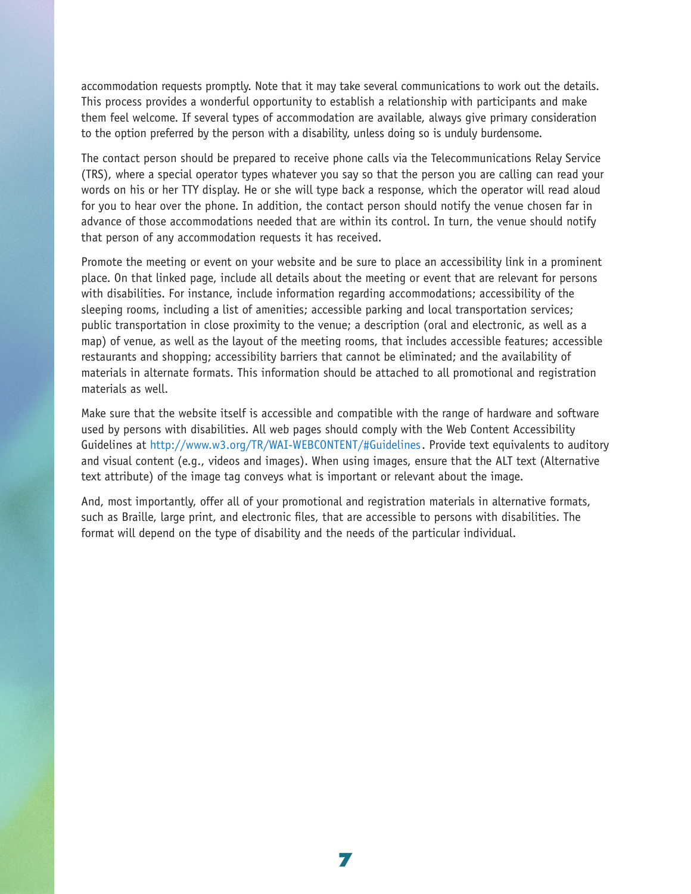accommodation requests promptly. Note that it may take several communications to work out the details. This process provides a wonderful opportunity to establish a relationship with participants and make them feel welcome. If several types of accommodation are available, always give primary consideration to the option preferred by the person with a disability, unless doing so is unduly burdensome.

The contact person should be prepared to receive phone calls via the Telecommunications Relay Service (TRS), where a special operator types whatever you say so that the person you are calling can read your words on his or her TTY display. He or she will type back a response, which the operator will read aloud for you to hear over the phone. In addition, the contact person should notify the venue chosen far in advance of those accommodations needed that are within its control. In turn, the venue should notify that person of any accommodation requests it has received.

Promote the meeting or event on your website and be sure to place an accessibility link in a prominent place. On that linked page, include all details about the meeting or event that are relevant for persons with disabilities. For instance, include information regarding accommodations; accessibility of the sleeping rooms, including a list of amenities; accessible parking and local transportation services; public transportation in close proximity to the venue; a description (oral and electronic, as well as a map) of venue, as well as the layout of the meeting rooms, that includes accessible features; accessible restaurants and shopping; accessibility barriers that cannot be eliminated; and the availability of materials in alternate formats. This information should be attached to all promotional and registration materials as well.

Make sure that the website itself is accessible and compatible with the range of hardware and software used by persons with disabilities. All web pages should comply with the Web Content Accessibility Guidelines at http://www.w3.org/TR/WAI-WEBCONTENT/#Guidelines. Provide text equivalents to auditory and visual content (e.g., videos and images). When using images, ensure that the ALT text (Alternative text attribute) of the image tag conveys what is important or relevant about the image.

And, most importantly, offer all of your promotional and registration materials in alternative formats, such as Braille, large print, and electronic files, that are accessible to persons with disabilities. The format will depend on the type of disability and the needs of the particular individual.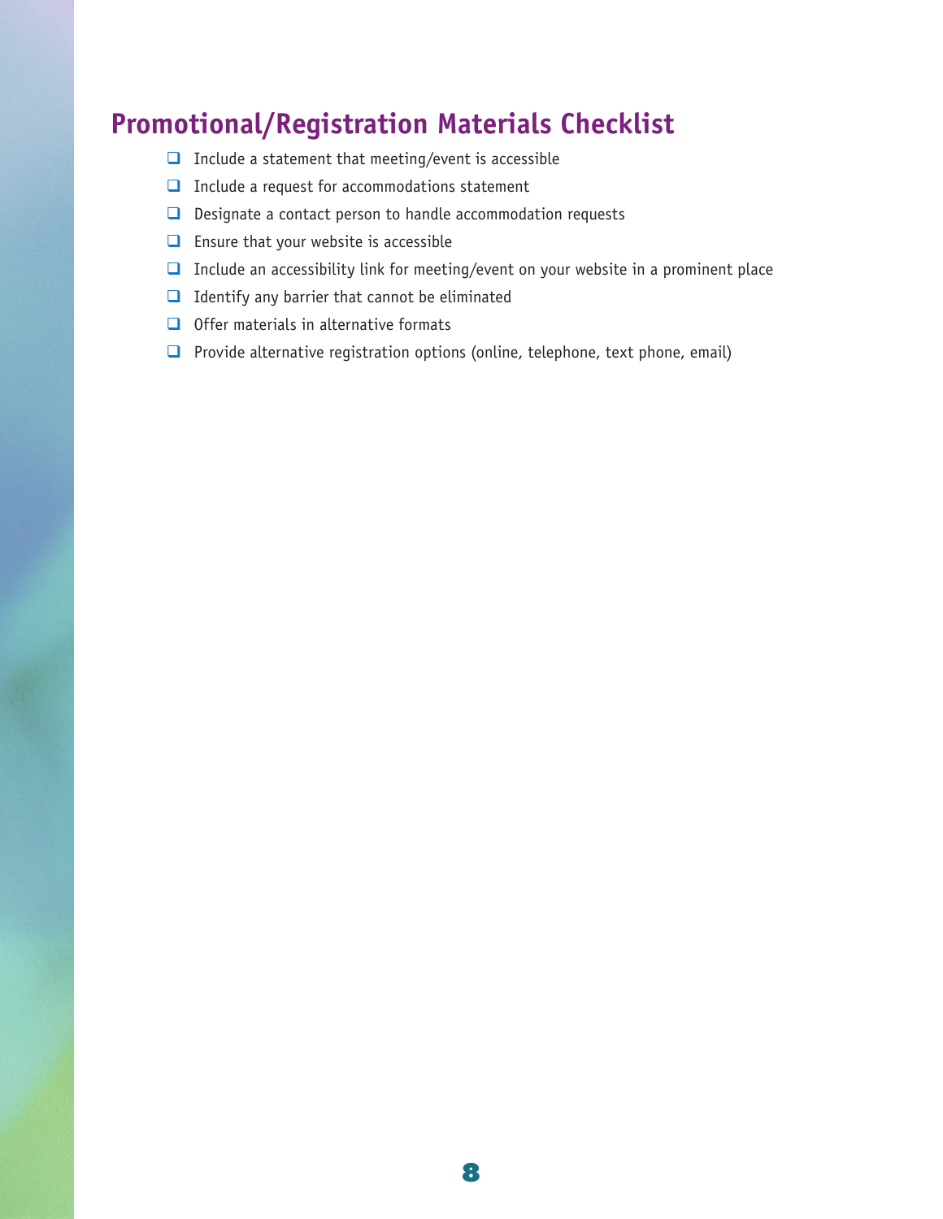## Promotional/Registration Materials Checklist

- ❑ Include a statement that meeting/event is accessible
- ❑ Include a request for accommodations statement
- ❑ Designate a contact person to handle accommodation requests
- ❑ Ensure that your website is accessible
- ❑ Include an accessibility link for meeting/event on your website in a prominent place
- ❑ Identify any barrier that cannot be eliminated
- ❑ Offer materials in alternative formats
- ❑ Provide alternative registration options (online, telephone, text phone, email)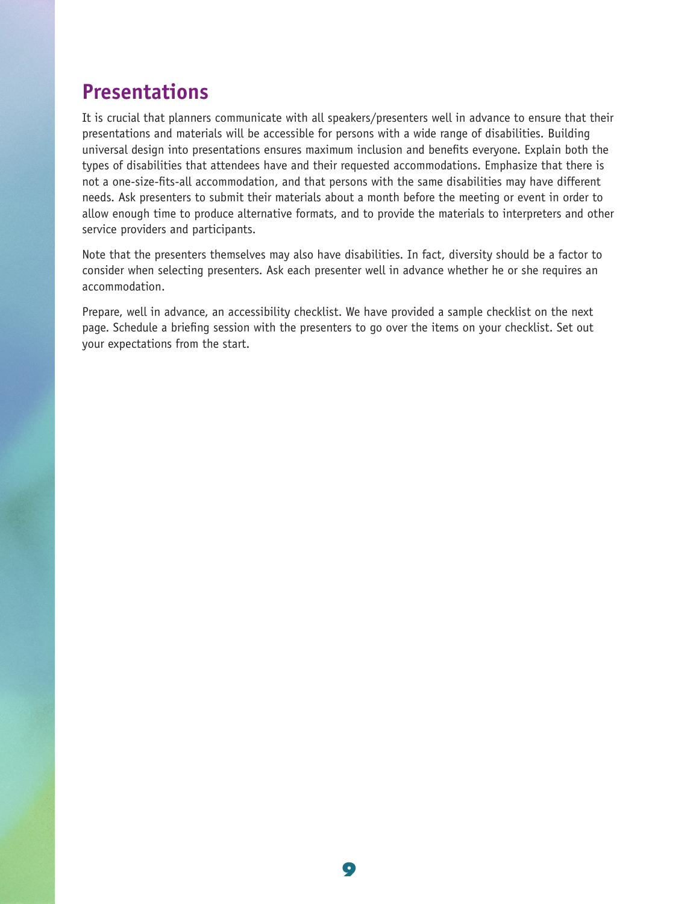## Presentations

It is crucial that planners communicate with all speakers/presenters well in advance to ensure that their presentations and materials will be accessible for persons with a wide range of disabilities. Building universal design into presentations ensures maximum inclusion and benefits everyone. Explain both the types of disabilities that attendees have and their requested accommodations. Emphasize that there is not a one-size-fits-all accommodation, and that persons with the same disabilities may have different needs. Ask presenters to submit their materials about a month before the meeting or event in order to allow enough time to produce alternative formats, and to provide the materials to interpreters and other service providers and participants.

Note that the presenters themselves may also have disabilities. In fact, diversity should be a factor to consider when selecting presenters. Ask each presenter well in advance whether he or she requires an accommodation.

Prepare, well in advance, an accessibility checklist. We have provided a sample checklist on the next page. Schedule a briefing session with the presenters to go over the items on your checklist. Set out your expectations from the start.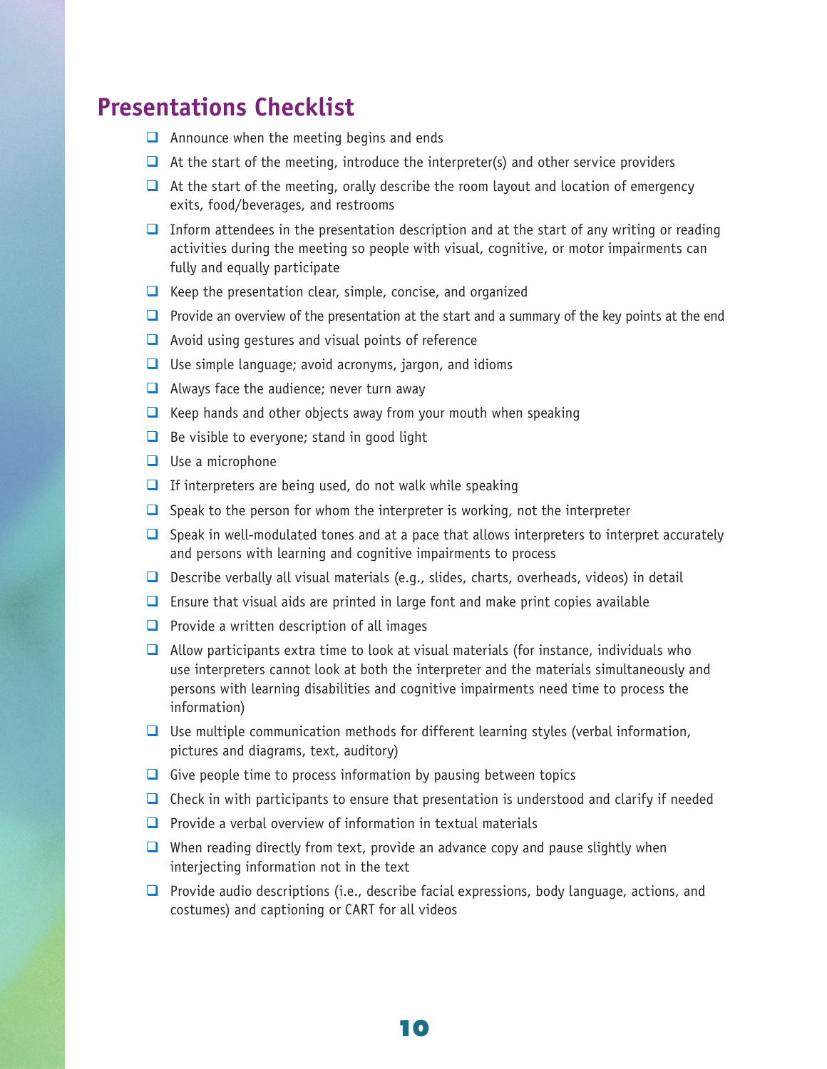## Presentations Checklist

- [ ] Announce when the meeting begins and ends
- [ ] At the start of the meeting, introduce the interpreter(s) and other service providers
- [ ] At the start of the meeting, orally describe the room layout and location of emergency exits, food/beverages, and restrooms
- [ ] Inform attendees in the presentation description and at the start of any writing or reading activities during the meeting so people with visual, cognitive, or motor impairments can fully and equally participate
- [ ] Keep the presentation clear, simple, concise, and organized
- [ ] Provide an overview of the presentation at the start and a summary of the key points at the end
- [ ] Avoid using gestures and visual points of reference
- [ ] Use simple language; avoid acronyms, jargon, and idioms
- [ ] Always face the audience; never turn away
- [ ] Keep hands and other objects away from your mouth when speaking
- [ ] Be visible to everyone; stand in good light
- [ ] Use a microphone
- [ ] If interpreters are being used, do not walk while speaking
- [ ] Speak to the person for whom the interpreter is working, not the interpreter
- [ ] Speak in well-modulated tones and at a pace that allows interpreters to interpret accurately and persons with learning and cognitive impairments to process
- [ ] Describe verbally all visual materials (e.g., slides, charts, overheads, videos) in detail
- [ ] Ensure that visual aids are printed in large font and make print copies available
- [ ] Provide a written description of all images
- [ ] Allow participants extra time to look at visual materials (for instance, individuals who use interpreters cannot look at both the interpreter and the materials simultaneously and persons with learning disabilities and cognitive impairments need time to process the information)
- [ ] Use multiple communication methods for different learning styles (verbal information, pictures and diagrams, text, auditory)
- [ ] Give people time to process information by pausing between topics
- [ ] Check in with participants to ensure that presentation is understood and clarify if needed
- [ ] Provide a verbal overview of information in textual materials
- [ ] When reading directly from text, provide an advance copy and pause slightly when interjecting information not in the text
- [ ] Provide audio descriptions (i.e., describe facial expressions, body language, actions, and costumes) and captioning or CART for all videos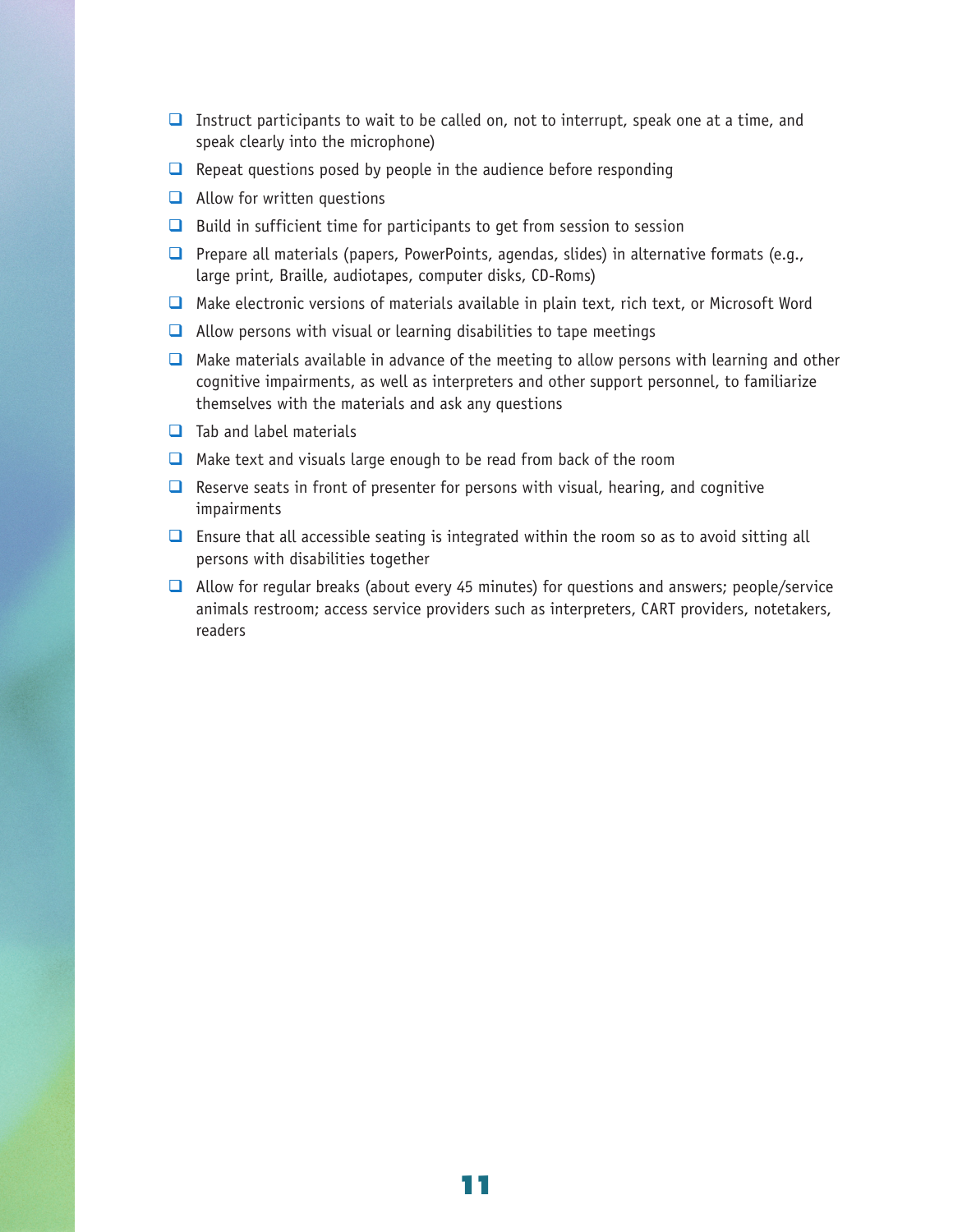- Instruct participants to wait to be called on, not to interrupt, speak one at a time, and speak clearly into the microphone)
- Repeat questions posed by people in the audience before responding
- Allow for written questions
- Build in sufficient time for participants to get from session to session
- Prepare all materials (papers, PowerPoints, agendas, slides) in alternative formats (e.g., large print, Braille, audiotapes, computer disks, CD-Roms)
- Make electronic versions of materials available in plain text, rich text, or Microsoft Word
- Allow persons with visual or learning disabilities to tape meetings
- Make materials available in advance of the meeting to allow persons with learning and other cognitive impairments, as well as interpreters and other support personnel, to familiarize themselves with the materials and ask any questions
- Tab and label materials
- Make text and visuals large enough to be read from back of the room
- Reserve seats in front of presenter for persons with visual, hearing, and cognitive impairments
- Ensure that all accessible seating is integrated within the room so as to avoid sitting all persons with disabilities together
- Allow for regular breaks (about every 45 minutes) for questions and answers; people/service animals restroom; access service providers such as interpreters, CART providers, notetakers, readers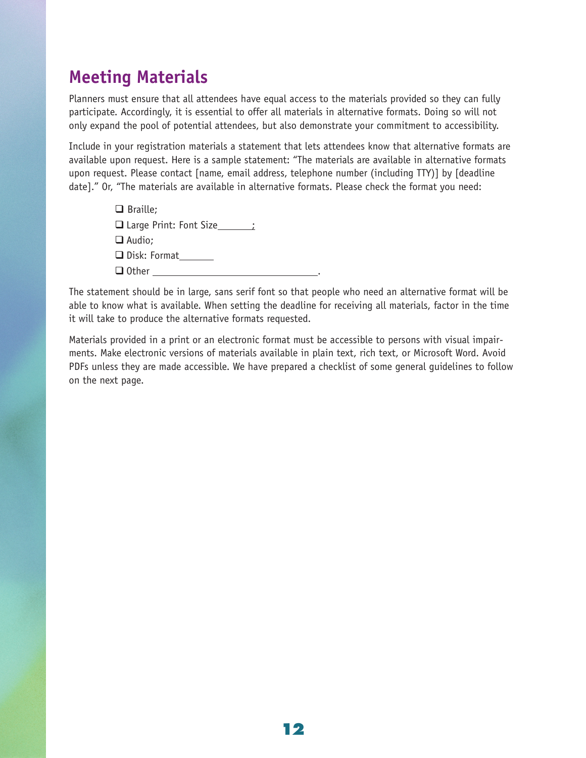## Meeting Materials

Planners must ensure that all attendees have equal access to the materials provided so they can fully participate. Accordingly, it is essential to offer all materials in alternative formats. Doing so will not only expand the pool of potential attendees, but also demonstrate your commitment to accessibility.

Include in your registration materials a statement that lets attendees know that alternative formats are available upon request. Here is a sample statement: "The materials are available in alternative formats upon request. Please contact [name, email address, telephone number (including TTY)] by [deadline date]." Or, "The materials are available in alternative formats. Please check the format you need:

- ❑ Braille;
- ❑ Large Print: Font Size_______;
- ❑ Audio;
- ❑ Disk: Format_______
- ❑ Other ________________________________.

The statement should be in large, sans serif font so that people who need an alternative format will be able to know what is available. When setting the deadline for receiving all materials, factor in the time it will take to produce the alternative formats requested.

Materials provided in a print or an electronic format must be accessible to persons with visual impairments. Make electronic versions of materials available in plain text, rich text, or Microsoft Word. Avoid PDFs unless they are made accessible. We have prepared a checklist of some general guidelines to follow on the next page.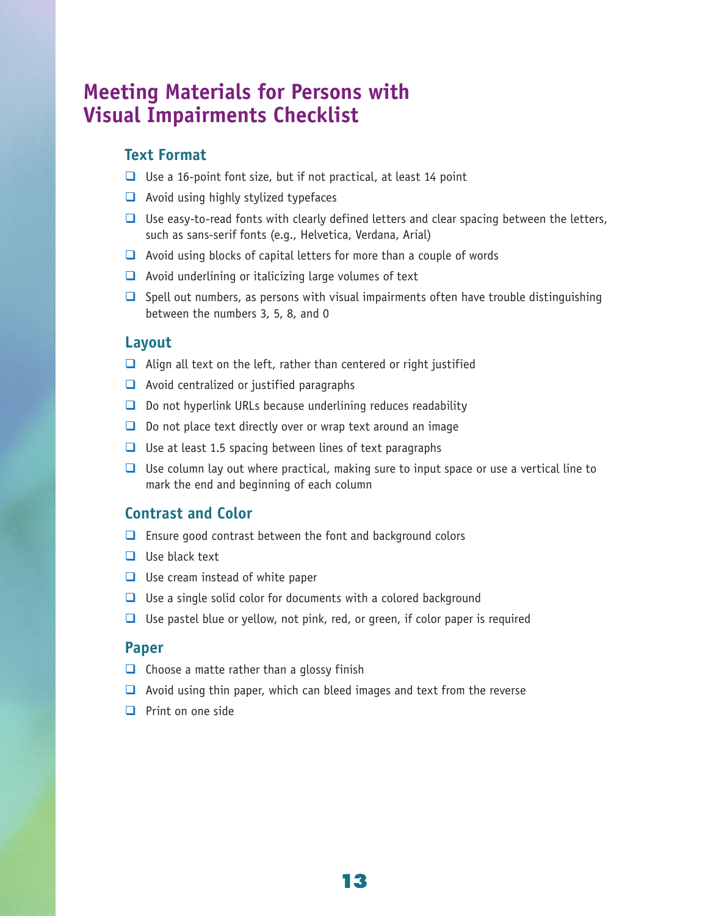# Meeting Materials for Persons with Visual Impairments Checklist

## Text Format

- ❑ Use a 16-point font size, but if not practical, at least 14 point
- ❑ Avoid using highly stylized typefaces
- ❑ Use easy-to-read fonts with clearly defined letters and clear spacing between the letters, such as sans-serif fonts (e.g., Helvetica, Verdana, Arial)
- ❑ Avoid using blocks of capital letters for more than a couple of words
- ❑ Avoid underlining or italicizing large volumes of text
- ❑ Spell out numbers, as persons with visual impairments often have trouble distinguishing between the numbers 3, 5, 8, and 0

## Layout

- ❑ Align all text on the left, rather than centered or right justified
- ❑ Avoid centralized or justified paragraphs
- ❑ Do not hyperlink URLs because underlining reduces readability
- ❑ Do not place text directly over or wrap text around an image
- ❑ Use at least 1.5 spacing between lines of text paragraphs
- ❑ Use column lay out where practical, making sure to input space or use a vertical line to mark the end and beginning of each column

## Contrast and Color

- ❑ Ensure good contrast between the font and background colors
- ❑ Use black text
- ❑ Use cream instead of white paper
- ❑ Use a single solid color for documents with a colored background
- ❑ Use pastel blue or yellow, not pink, red, or green, if color paper is required

## Paper

- ❑ Choose a matte rather than a glossy finish
- ❑ Avoid using thin paper, which can bleed images and text from the reverse
- ❑ Print on one side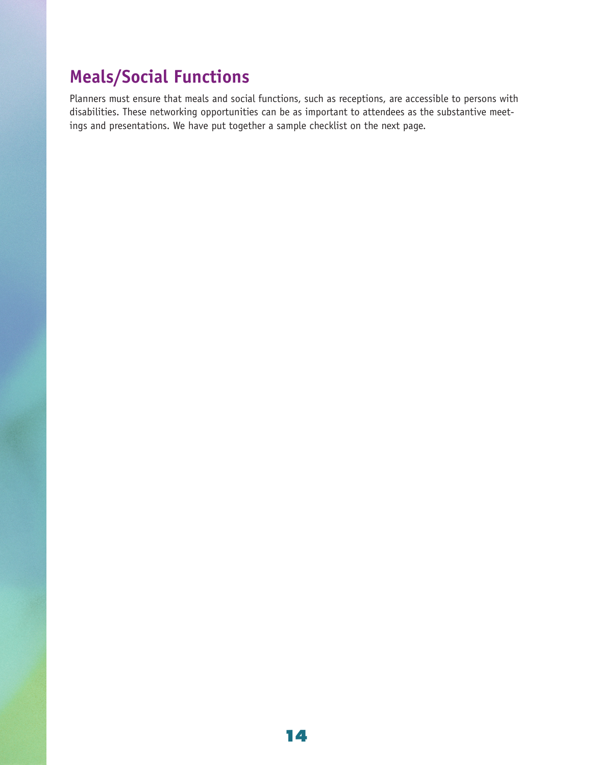## Meals/Social Functions

Planners must ensure that meals and social functions, such as receptions, are accessible to persons with disabilities. These networking opportunities can be as important to attendees as the substantive meetings and presentations. We have put together a sample checklist on the next page.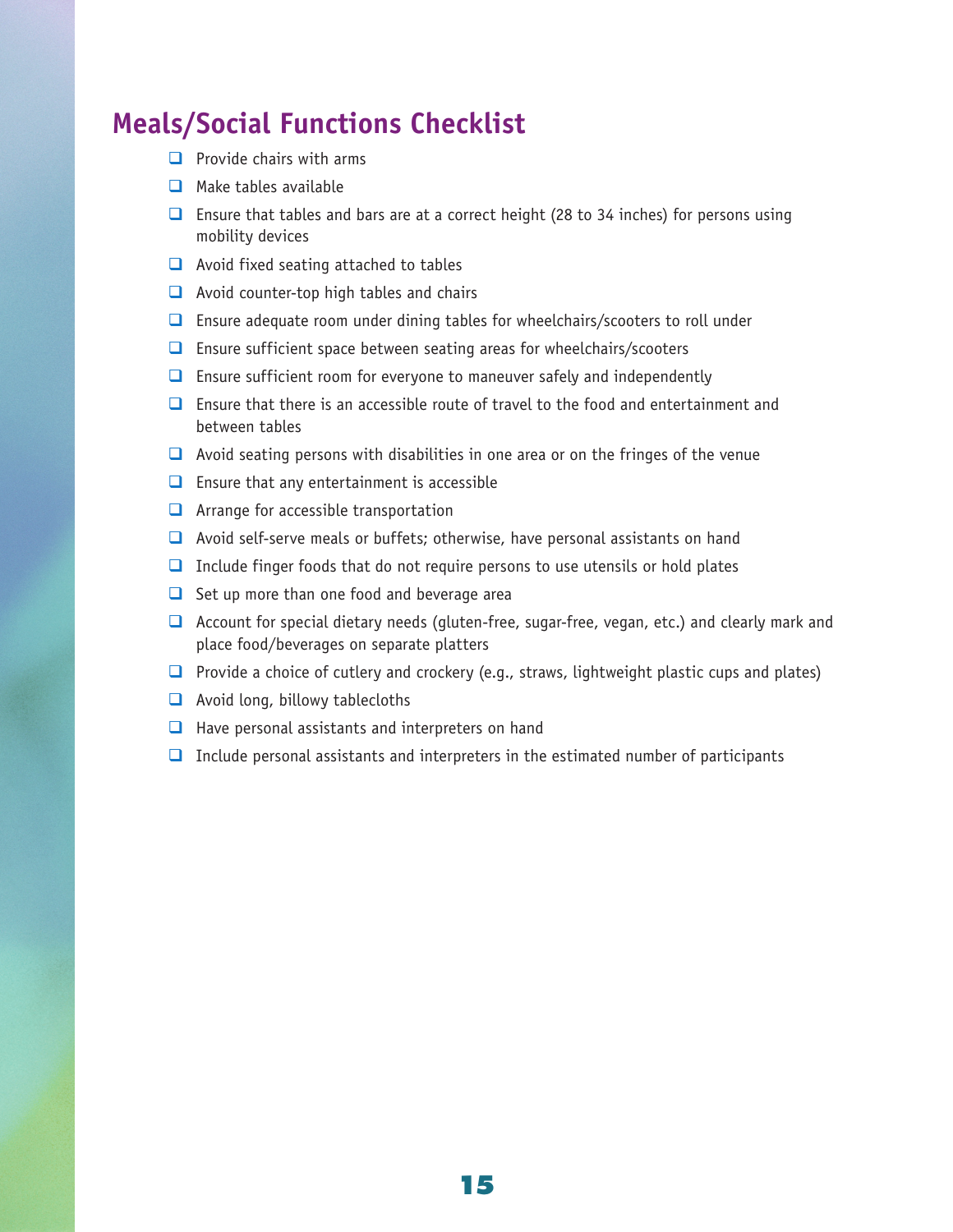## Meals/Social Functions Checklist

- ❑ Provide chairs with arms
- ❑ Make tables available
- ❑ Ensure that tables and bars are at a correct height (28 to 34 inches) for persons using mobility devices
- ❑ Avoid fixed seating attached to tables
- ❑ Avoid counter-top high tables and chairs
- ❑ Ensure adequate room under dining tables for wheelchairs/scooters to roll under
- ❑ Ensure sufficient space between seating areas for wheelchairs/scooters
- ❑ Ensure sufficient room for everyone to maneuver safely and independently
- ❑ Ensure that there is an accessible route of travel to the food and entertainment and between tables
- ❑ Avoid seating persons with disabilities in one area or on the fringes of the venue
- ❑ Ensure that any entertainment is accessible
- ❑ Arrange for accessible transportation
- ❑ Avoid self-serve meals or buffets; otherwise, have personal assistants on hand
- ❑ Include finger foods that do not require persons to use utensils or hold plates
- ❑ Set up more than one food and beverage area
- ❑ Account for special dietary needs (gluten-free, sugar-free, vegan, etc.) and clearly mark and place food/beverages on separate platters
- ❑ Provide a choice of cutlery and crockery (e.g., straws, lightweight plastic cups and plates)
- ❑ Avoid long, billowy tablecloths
- ❑ Have personal assistants and interpreters on hand
- ❑ Include personal assistants and interpreters in the estimated number of participants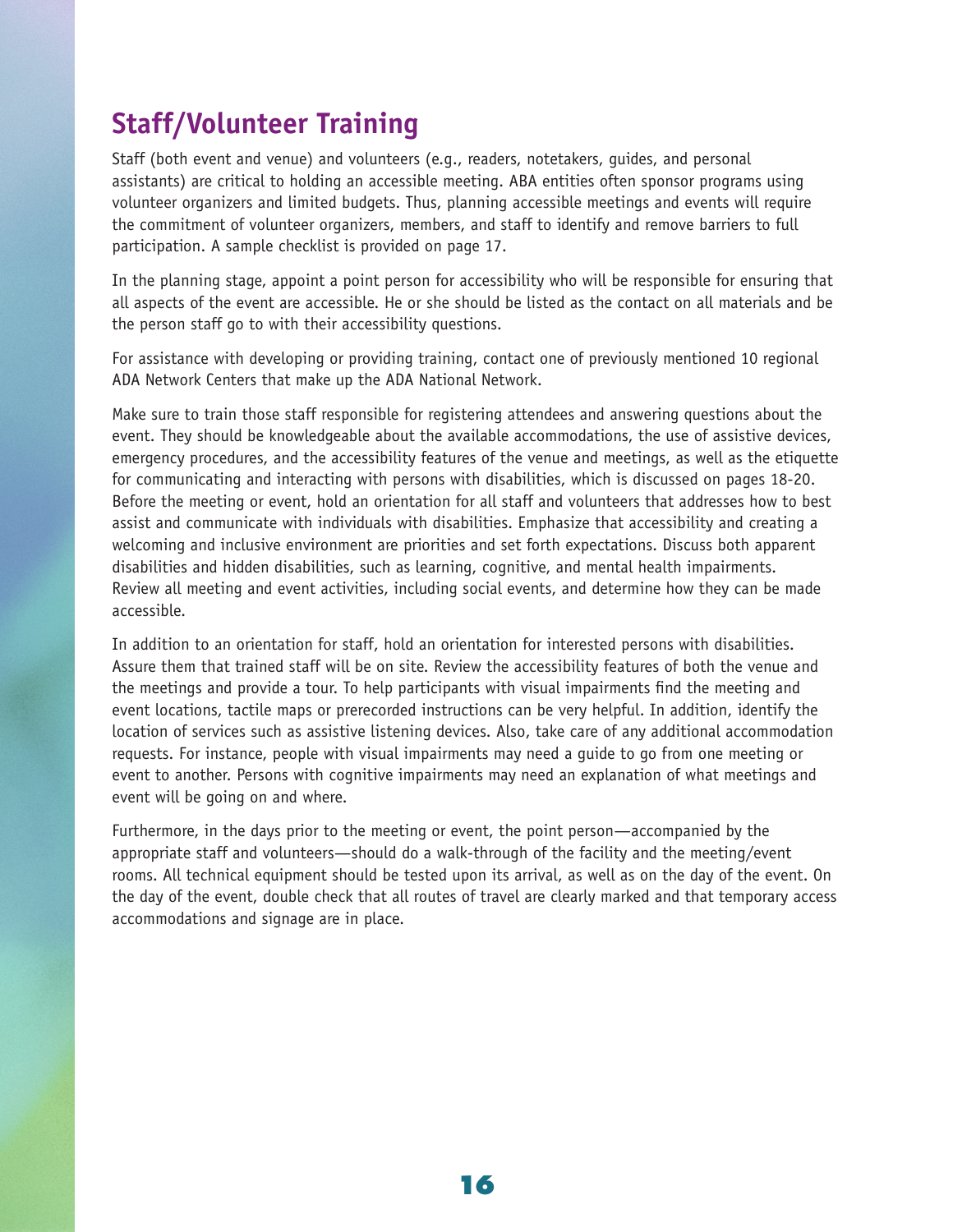## Staff/Volunteer Training

Staff (both event and venue) and volunteers (e.g., readers, notetakers, guides, and personal assistants) are critical to holding an accessible meeting. ABA entities often sponsor programs using volunteer organizers and limited budgets. Thus, planning accessible meetings and events will require the commitment of volunteer organizers, members, and staff to identify and remove barriers to full participation. A sample checklist is provided on page 17.

In the planning stage, appoint a point person for accessibility who will be responsible for ensuring that all aspects of the event are accessible. He or she should be listed as the contact on all materials and be the person staff go to with their accessibility questions.

For assistance with developing or providing training, contact one of previously mentioned 10 regional ADA Network Centers that make up the ADA National Network.

Make sure to train those staff responsible for registering attendees and answering questions about the event. They should be knowledgeable about the available accommodations, the use of assistive devices, emergency procedures, and the accessibility features of the venue and meetings, as well as the etiquette for communicating and interacting with persons with disabilities, which is discussed on pages 18-20. Before the meeting or event, hold an orientation for all staff and volunteers that addresses how to best assist and communicate with individuals with disabilities. Emphasize that accessibility and creating a welcoming and inclusive environment are priorities and set forth expectations. Discuss both apparent disabilities and hidden disabilities, such as learning, cognitive, and mental health impairments. Review all meeting and event activities, including social events, and determine how they can be made accessible.

In addition to an orientation for staff, hold an orientation for interested persons with disabilities. Assure them that trained staff will be on site. Review the accessibility features of both the venue and the meetings and provide a tour. To help participants with visual impairments find the meeting and event locations, tactile maps or prerecorded instructions can be very helpful. In addition, identify the location of services such as assistive listening devices. Also, take care of any additional accommodation requests. For instance, people with visual impairments may need a guide to go from one meeting or event to another. Persons with cognitive impairments may need an explanation of what meetings and event will be going on and where.

Furthermore, in the days prior to the meeting or event, the point person—accompanied by the appropriate staff and volunteers—should do a walk-through of the facility and the meeting/event rooms. All technical equipment should be tested upon its arrival, as well as on the day of the event. On the day of the event, double check that all routes of travel are clearly marked and that temporary access accommodations and signage are in place.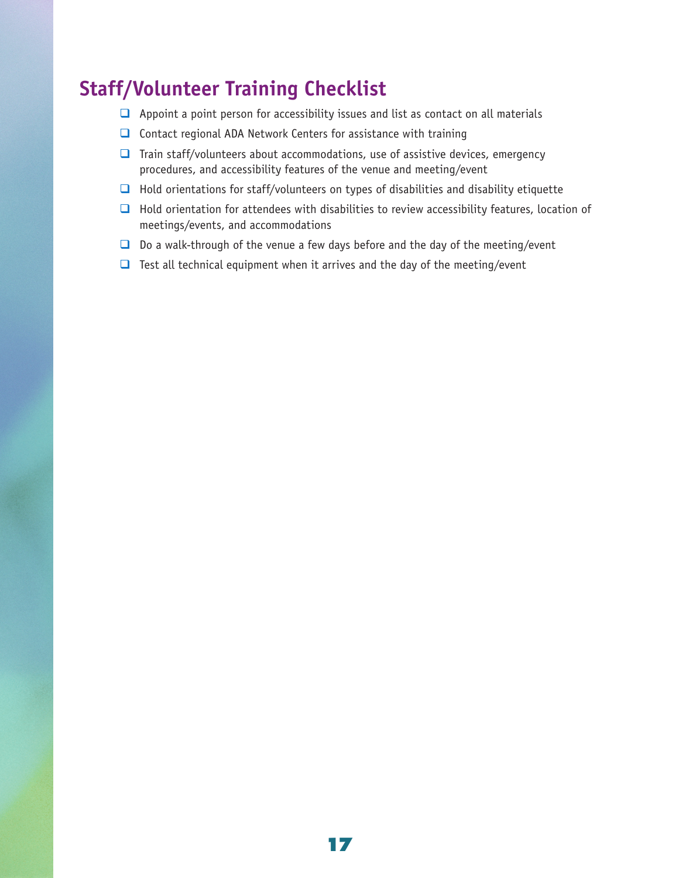## Staff/Volunteer Training Checklist

- ❑ Appoint a point person for accessibility issues and list as contact on all materials
- ❑ Contact regional ADA Network Centers for assistance with training
- ❑ Train staff/volunteers about accommodations, use of assistive devices, emergency procedures, and accessibility features of the venue and meeting/event
- ❑ Hold orientations for staff/volunteers on types of disabilities and disability etiquette
- ❑ Hold orientation for attendees with disabilities to review accessibility features, location of meetings/events, and accommodations
- ❑ Do a walk-through of the venue a few days before and the day of the meeting/event
- ❑ Test all technical equipment when it arrives and the day of the meeting/event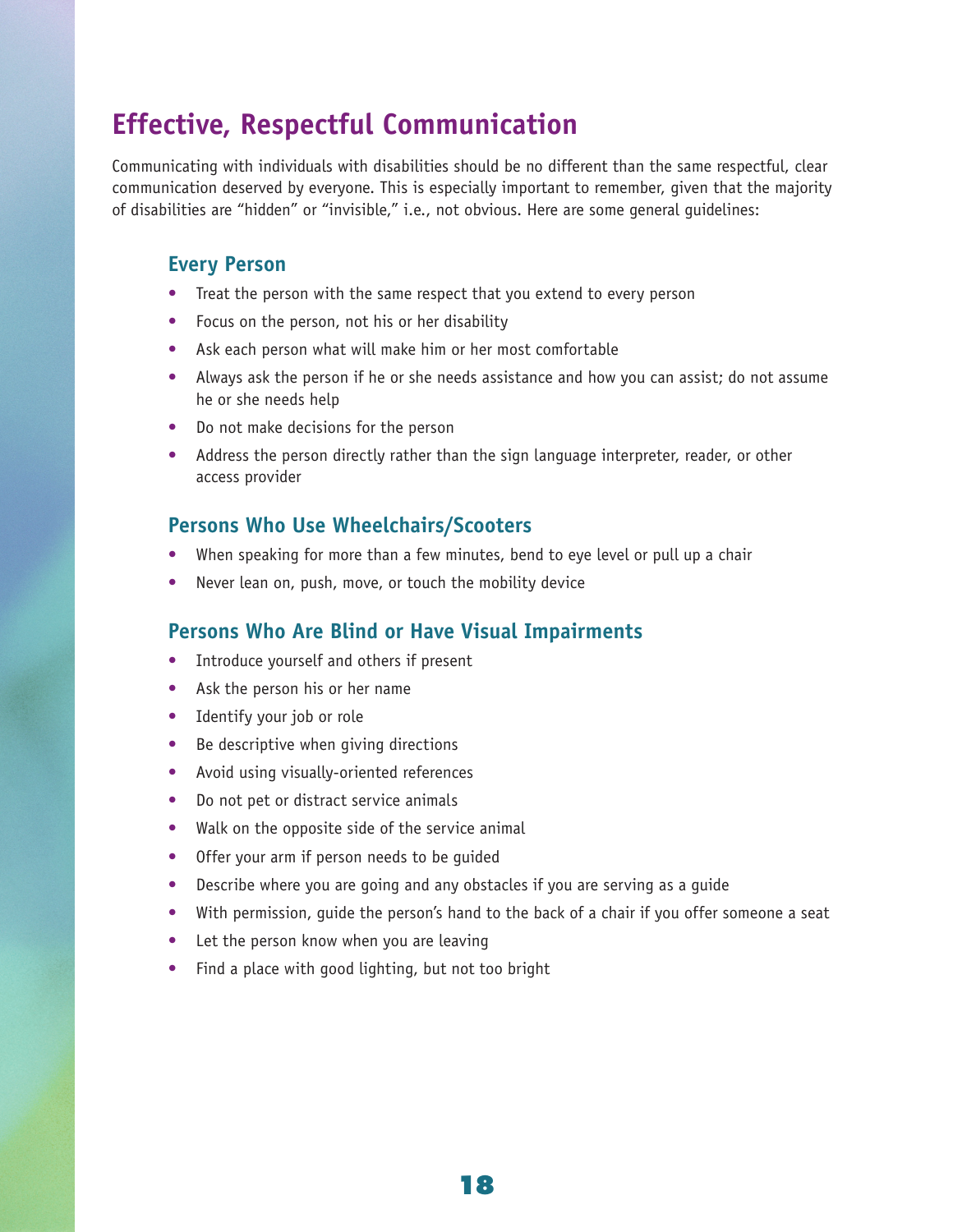# Effective, Respectful Communication

Communicating with individuals with disabilities should be no different than the same respectful, clear communication deserved by everyone. This is especially important to remember, given that the majority of disabilities are "hidden" or "invisible," i.e., not obvious. Here are some general guidelines:

### Every Person

- Treat the person with the same respect that you extend to every person
- Focus on the person, not his or her disability
- Ask each person what will make him or her most comfortable
- Always ask the person if he or she needs assistance and how you can assist; do not assume he or she needs help
- Do not make decisions for the person
- Address the person directly rather than the sign language interpreter, reader, or other access provider

### Persons Who Use Wheelchairs/Scooters

- When speaking for more than a few minutes, bend to eye level or pull up a chair
- Never lean on, push, move, or touch the mobility device

### Persons Who Are Blind or Have Visual Impairments

- Introduce yourself and others if present
- Ask the person his or her name
- Identify your job or role
- Be descriptive when giving directions
- Avoid using visually-oriented references
- Do not pet or distract service animals
- Walk on the opposite side of the service animal
- Offer your arm if person needs to be guided
- Describe where you are going and any obstacles if you are serving as a guide
- With permission, guide the person's hand to the back of a chair if you offer someone a seat
- Let the person know when you are leaving
- Find a place with good lighting, but not too bright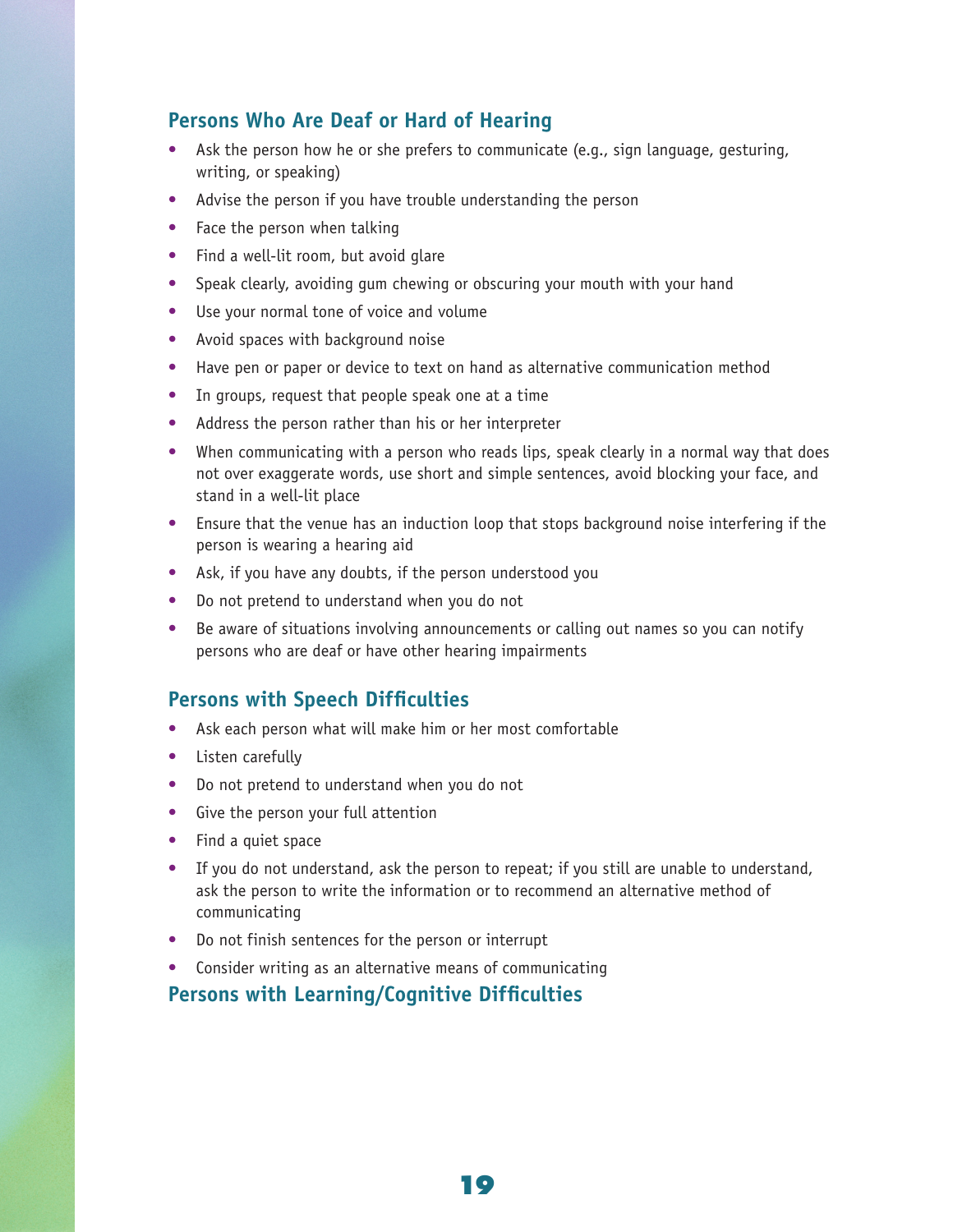### Persons Who Are Deaf or Hard of Hearing

- Ask the person how he or she prefers to communicate (e.g., sign language, gesturing, writing, or speaking)
- Advise the person if you have trouble understanding the person
- Face the person when talking
- Find a well-lit room, but avoid glare
- Speak clearly, avoiding gum chewing or obscuring your mouth with your hand
- Use your normal tone of voice and volume
- Avoid spaces with background noise
- Have pen or paper or device to text on hand as alternative communication method
- In groups, request that people speak one at a time
- Address the person rather than his or her interpreter
- When communicating with a person who reads lips, speak clearly in a normal way that does not over exaggerate words, use short and simple sentences, avoid blocking your face, and stand in a well-lit place
- Ensure that the venue has an induction loop that stops background noise interfering if the person is wearing a hearing aid
- Ask, if you have any doubts, if the person understood you
- Do not pretend to understand when you do not
- Be aware of situations involving announcements or calling out names so you can notify persons who are deaf or have other hearing impairments

### Persons with Speech Difficulties

- Ask each person what will make him or her most comfortable
- Listen carefully
- Do not pretend to understand when you do not
- Give the person your full attention
- Find a quiet space
- If you do not understand, ask the person to repeat; if you still are unable to understand, ask the person to write the information or to recommend an alternative method of communicating
- Do not finish sentences for the person or interrupt
- Consider writing as an alternative means of communicating

### Persons with Learning/Cognitive Difficulties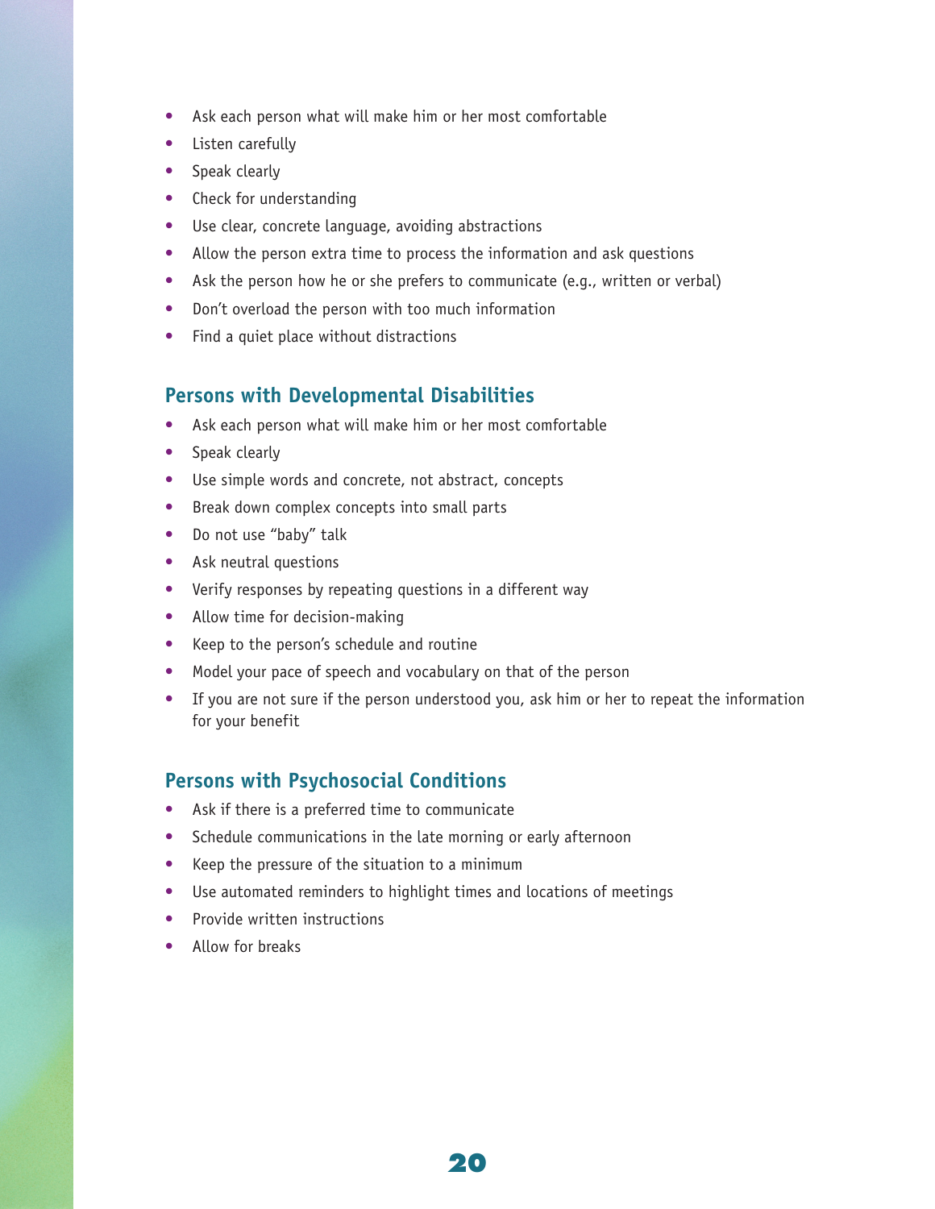- Ask each person what will make him or her most comfortable
- Listen carefully
- Speak clearly
- Check for understanding
- Use clear, concrete language, avoiding abstractions
- Allow the person extra time to process the information and ask questions
- Ask the person how he or she prefers to communicate (e.g., written or verbal)
- Don't overload the person with too much information
- Find a quiet place without distractions

## Persons with Developmental Disabilities

- Ask each person what will make him or her most comfortable
- Speak clearly
- Use simple words and concrete, not abstract, concepts
- Break down complex concepts into small parts
- Do not use "baby" talk
- Ask neutral questions
- Verify responses by repeating questions in a different way
- Allow time for decision-making
- Keep to the person's schedule and routine
- Model your pace of speech and vocabulary on that of the person
- If you are not sure if the person understood you, ask him or her to repeat the information for your benefit

## Persons with Psychosocial Conditions

- Ask if there is a preferred time to communicate
- Schedule communications in the late morning or early afternoon
- Keep the pressure of the situation to a minimum
- Use automated reminders to highlight times and locations of meetings
- Provide written instructions
- Allow for breaks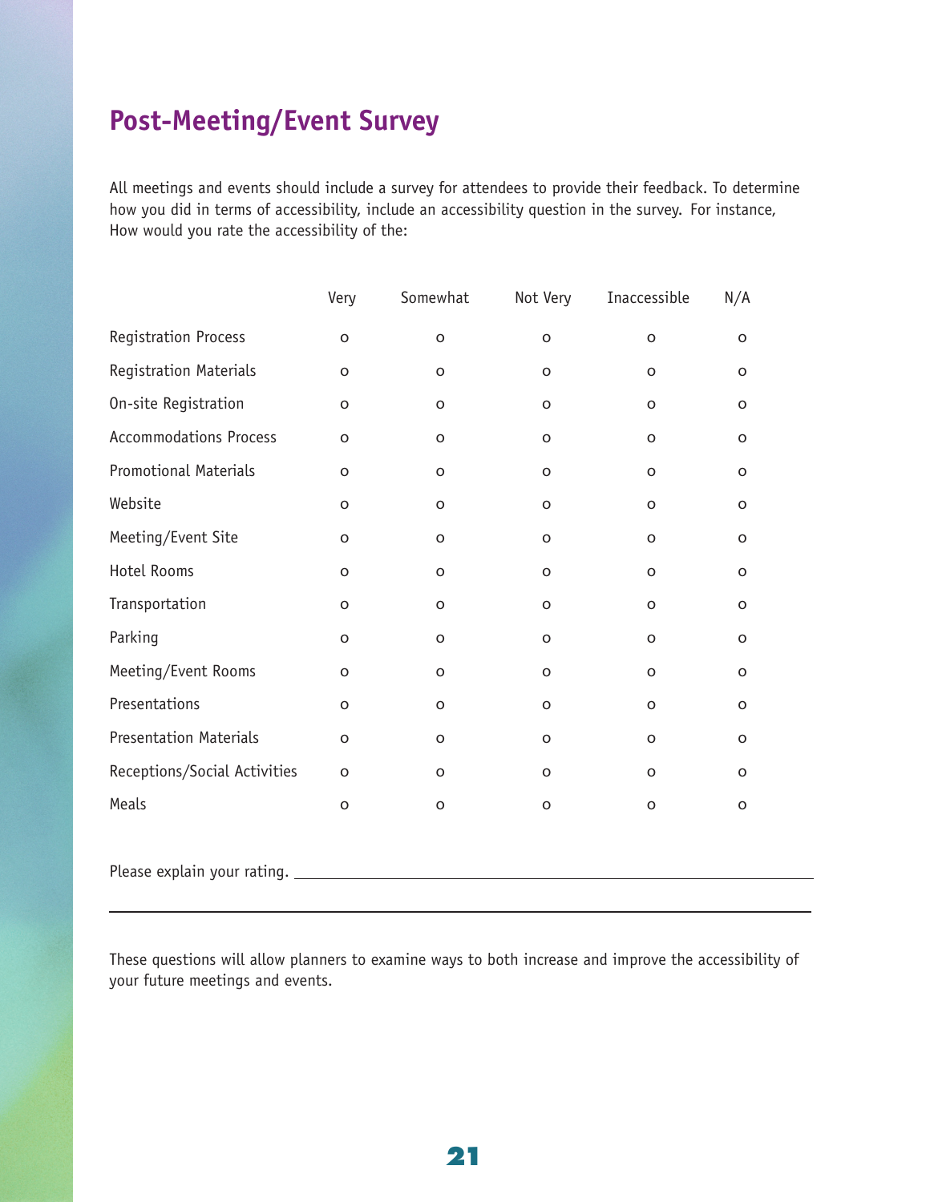## Post-Meeting/Event Survey

All meetings and events should include a survey for attendees to provide their feedback. To determine how you did in terms of accessibility, include an accessibility question in the survey. For instance, How would you rate the accessibility of the:

| | Very | Somewhat | Not Very | Inaccessible | N/A |
|---|---|---|---|---|---|
| Registration Process | o | o | o | o | o |
| Registration Materials | o | o | o | o | o |
| On-site Registration | o | o | o | o | o |
| Accommodations Process | o | o | o | o | o |
| Promotional Materials | o | o | o | o | o |
| Website | o | o | o | o | o |
| Meeting/Event Site | o | o | o | o | o |
| Hotel Rooms | o | o | o | o | o |
| Transportation | o | o | o | o | o |
| Parking | o | o | o | o | o |
| Meeting/Event Rooms | o | o | o | o | o |
| Presentations | o | o | o | o | o |
| Presentation Materials | o | o | o | o | o |
| Receptions/Social Activities | o | o | o | o | o |
| Meals | o | o | o | o | o |

Please explain your rating. ______________________________________________

______________________________________________________________________

These questions will allow planners to examine ways to both increase and improve the accessibility of your future meetings and events.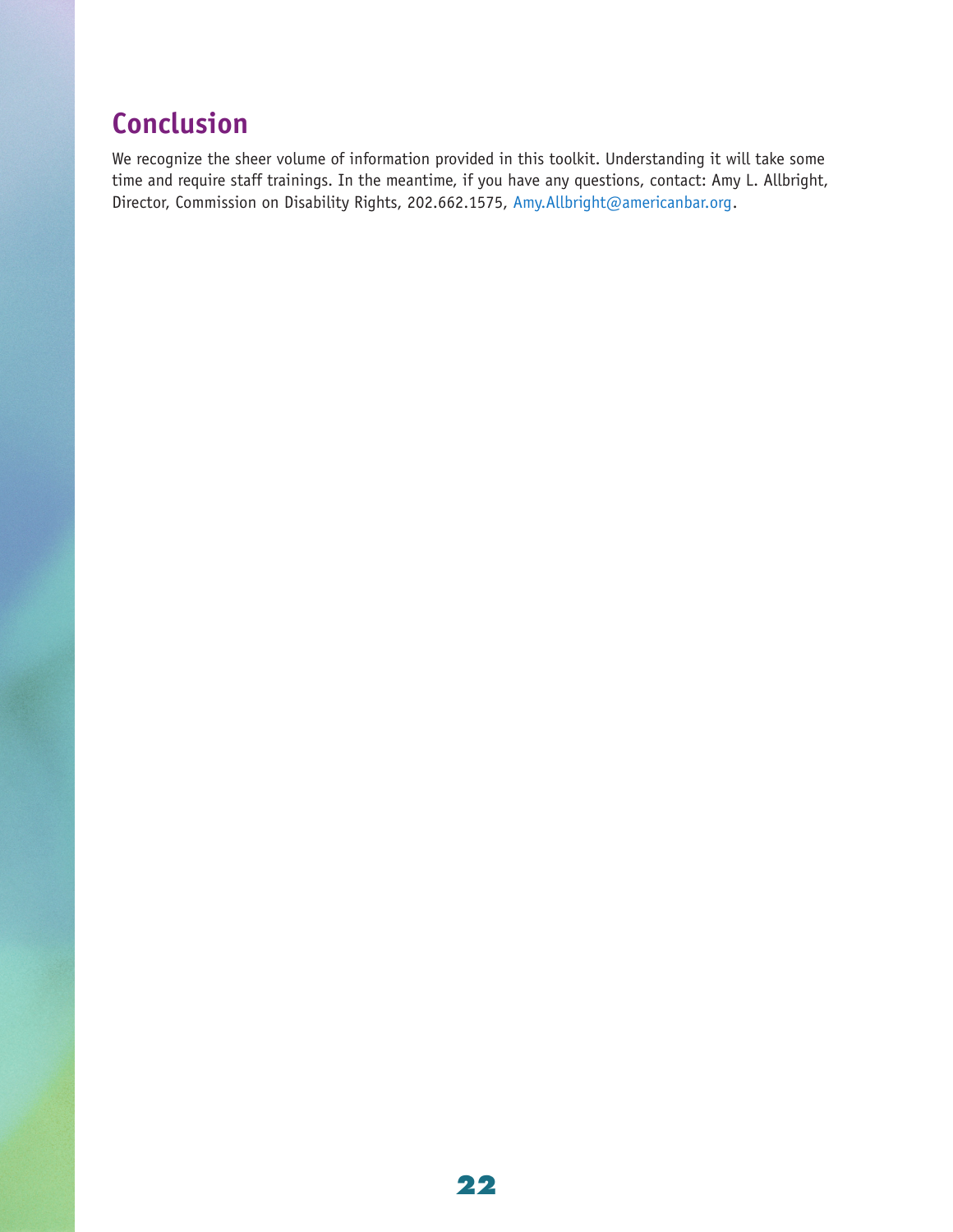## Conclusion

We recognize the sheer volume of information provided in this toolkit. Understanding it will take some time and require staff trainings. In the meantime, if you have any questions, contact: Amy L. Allbright, Director, Commission on Disability Rights, 202.662.1575, Amy.Allbright@americanbar.org.